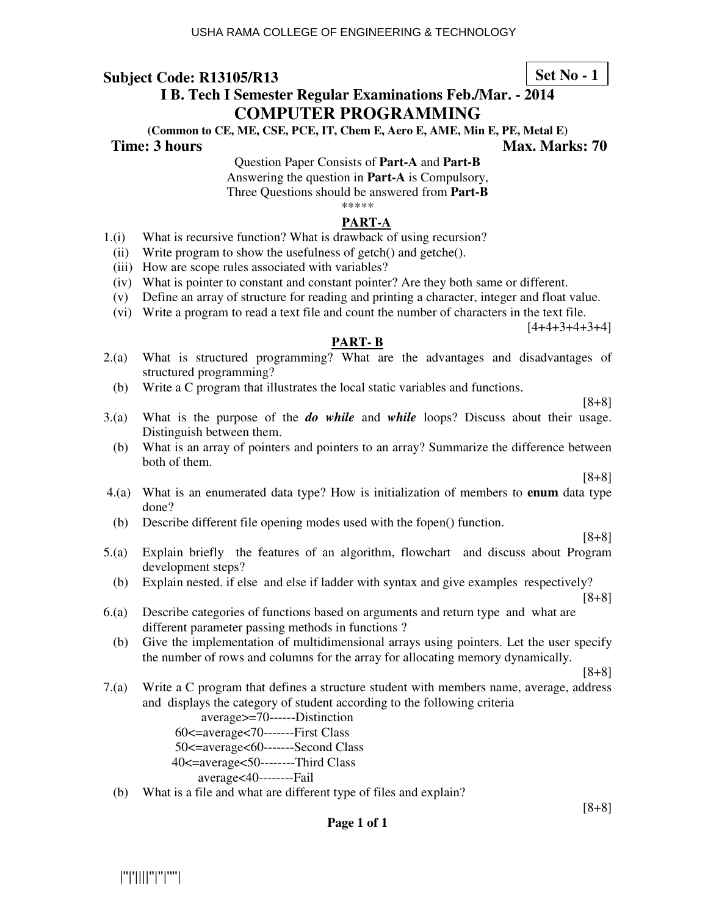USHA RAMA COLLEGE OF ENGINEERING & TECHNOLOGY

**Subject Code: R13105/R13** **Set No - 1**

## I B. Tech I Semester Regular Examinations Feb./Mar. - 2014

# COMPUTER PROGRAMMING

**(Common to CE, ME, CSE, PCE, IT, Chem E, Aero E, AME, Min E, PE, Metal E)**

**Time: 3 hours** **Max. Marks: 70**

Question Paper Consists of **Part-A** and **Part-B**
Answering the question in **Part-A** is Compulsory,
Three Questions should be answered from **Part-B**

*****

## PART-A

1.(i) What is recursive function? What is drawback of using recursion?
(ii) Write program to show the usefulness of getch() and getche().
(iii) How are scope rules associated with variables?
(iv) What is pointer to constant and constant pointer? Are they both same or different.
(v) Define an array of structure for reading and printing a character, integer and float value.
(vi) Write a program to read a text file and count the number of characters in the text file.

[4+4+3+4+3+4]

## PART- B

2.(a) What is structured programming? What are the advantages and disadvantages of structured programming?
(b) Write a C program that illustrates the local static variables and functions.

[8+8]

3.(a) What is the purpose of the ***do while*** and ***while*** loops? Discuss about their usage. Distinguish between them.
(b) What is an array of pointers and pointers to an array? Summarize the difference between both of them.

[8+8]

4.(a) What is an enumerated data type? How is initialization of members to **enum** data type done?
(b) Describe different file opening modes used with the fopen() function.

[8+8]

5.(a) Explain briefly the features of an algorithm, flowchart and discuss about Program development steps?
(b) Explain nested. if else and else if ladder with syntax and give examples respectively?

[8+8]

6.(a) Describe categories of functions based on arguments and return type and what are different parameter passing methods in functions ?
(b) Give the implementation of multidimensional arrays using pointers. Let the user specify the number of rows and columns for the array for allocating memory dynamically.

[8+8]

7.(a) Write a C program that defines a structure student with members name, average, address and displays the category of student according to the following criteria

average>=70------Distinction
60<=average<70-------First Class
50<=average<60-------Second Class
40<=average<50--------Third Class
average<40--------Fail

(b) What is a file and what are different type of files and explain?

[8+8]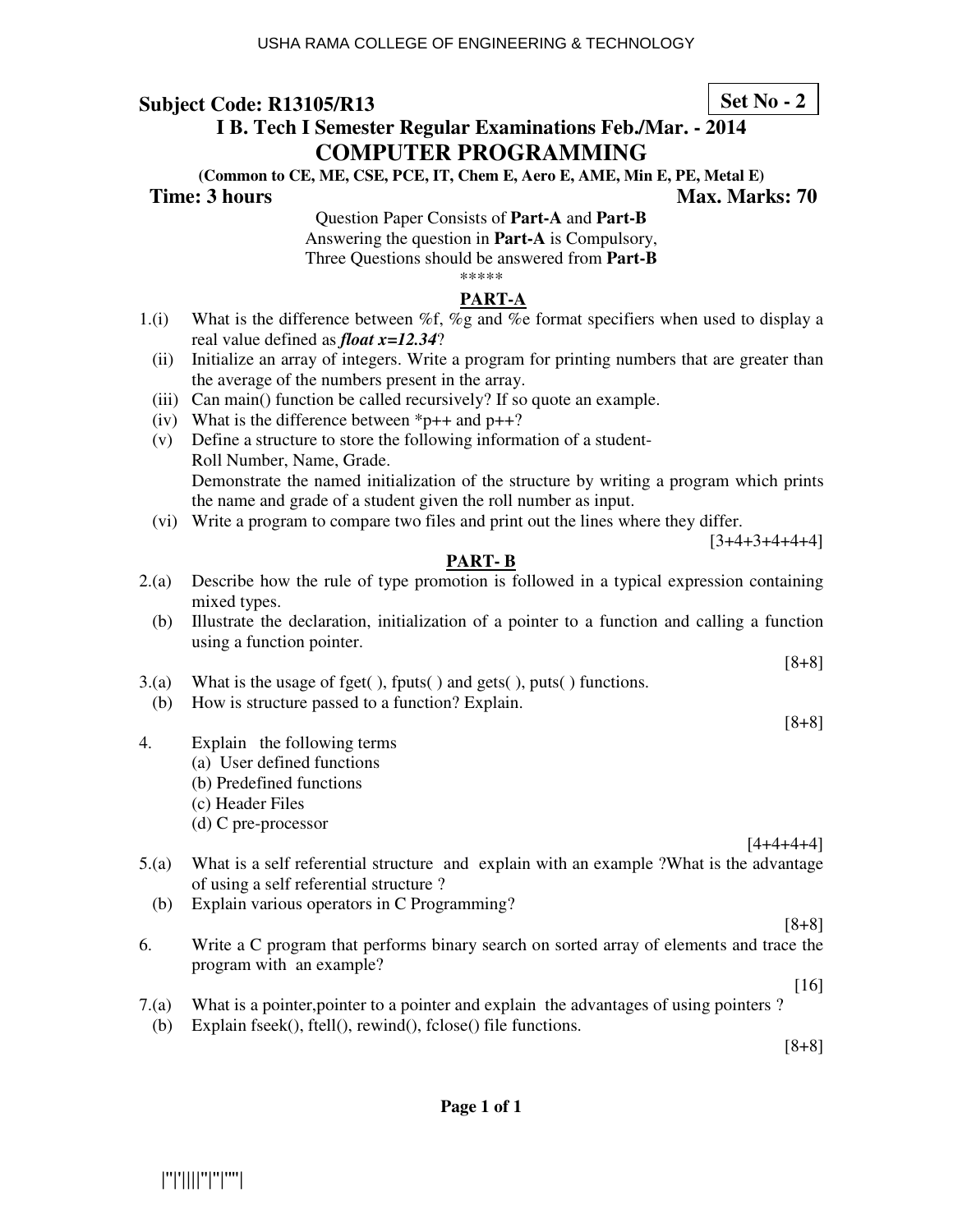USHA RAMA COLLEGE OF ENGINEERING & TECHNOLOGY

**Subject Code: R13105/R13** **Set No - 2**

## I B. Tech I Semester Regular Examinations Feb./Mar. - 2014

# COMPUTER PROGRAMMING

**(Common to CE, ME, CSE, PCE, IT, Chem E, Aero E, AME, Min E, PE, Metal E)**

**Time: 3 hours** **Max. Marks: 70**

Question Paper Consists of **Part-A** and **Part-B**
Answering the question in **Part-A** is Compulsory,
Three Questions should be answered from **Part-B**

*****

## PART-A

1.(i) What is the difference between %f, %g and %e format specifiers when used to display a real value defined as ***float x=12.34***?

(ii) Initialize an array of integers. Write a program for printing numbers that are greater than the average of the numbers present in the array.

(iii) Can main() function be called recursively? If so quote an example.

(iv) What is the difference between *p++ and p++?

(v) Define a structure to store the following information of a student-
Roll Number, Name, Grade.
Demonstrate the named initialization of the structure by writing a program which prints the name and grade of a student given the roll number as input.

(vi) Write a program to compare two files and print out the lines where they differ.

[3+4+3+4+4+4]

## PART- B

2.(a) Describe how the rule of type promotion is followed in a typical expression containing mixed types.

(b) Illustrate the declaration, initialization of a pointer to a function and calling a function using a function pointer.

[8+8]

3.(a) What is the usage of fget( ), fputs( ) and gets( ), puts( ) functions.

(b) How is structure passed to a function? Explain.

[8+8]

4. Explain the following terms

(a) User defined functions
(b) Predefined functions
(c) Header Files
(d) C pre-processor

[4+4+4+4]

5.(a) What is a self referential structure and explain with an example ?What is the advantage of using a self referential structure ?

(b) Explain various operators in C Programming?

[8+8]

6. Write a C program that performs binary search on sorted array of elements and trace the program with an example?

[16]

7.(a) What is a pointer,pointer to a pointer and explain the advantages of using pointers ?

(b) Explain fseek(), ftell(), rewind(), fclose() file functions.

[8+8]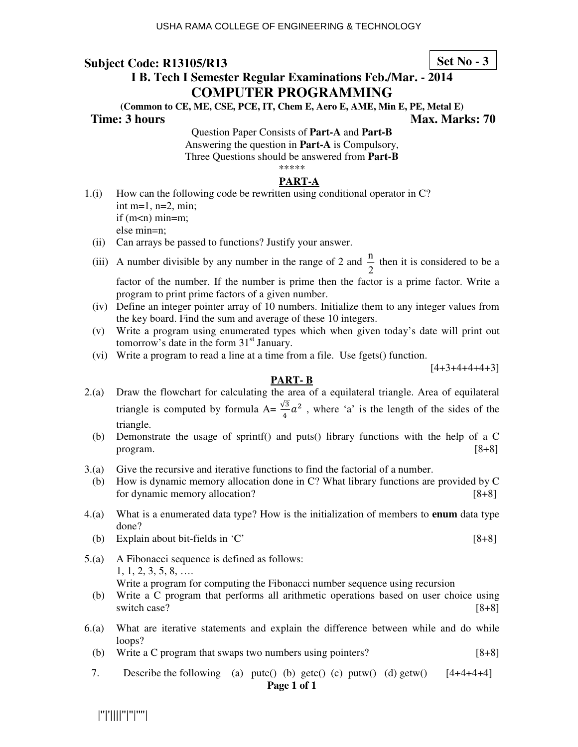**Subject Code: R13105/R13** **Set No - 3**

## I B. Tech I Semester Regular Examinations Feb./Mar. - 2014

# COMPUTER PROGRAMMING

**(Common to CE, ME, CSE, PCE, IT, Chem E, Aero E, AME, Min E, PE, Metal E)**

**Time: 3 hours** **Max. Marks: 70**

Question Paper Consists of **Part-A** and **Part-B**
Answering the question in **Part-A** is Compulsory,
Three Questions should be answered from **Part-B**
*****

## PART-A

1.(i) How can the following code be rewritten using conditional operator in C?

```
int m=1, n=2, min;
if (m<n) min=m;
else min=n;
```

(ii) Can arrays be passed to functions? Justify your answer.

(iii) A number divisible by any number in the range of 2 and $\frac{n}{2}$ then it is considered to be a factor of the number. If the number is prime then the factor is a prime factor. Write a program to print prime factors of a given number.

(iv) Define an integer pointer array of 10 numbers. Initialize them to any integer values from the key board. Find the sum and average of these 10 integers.

(v) Write a program using enumerated types which when given today's date will print out tomorrow's date in the form 31st January.

(vi) Write a program to read a line at a time from a file. Use fgets() function.

[4+3+4+4+4+3]

## PART- B

2.(a) Draw the flowchart for calculating the area of a equilateral triangle. Area of equilateral triangle is computed by formula A= $\frac{\sqrt{3}}{4}a^2$ , where 'a' is the length of the sides of the triangle.

(b) Demonstrate the usage of sprintf() and puts() library functions with the help of a C program. [8+8]

3.(a) Give the recursive and iterative functions to find the factorial of a number.

(b) How is dynamic memory allocation done in C? What library functions are provided by C for dynamic memory allocation? [8+8]

4.(a) What is a enumerated data type? How is the initialization of members to **enum** data type done?

(b) Explain about bit-fields in 'C' [8+8]

5.(a) A Fibonacci sequence is defined as follows:
1, 1, 2, 3, 5, 8, ….
Write a program for computing the Fibonacci number sequence using recursion

(b) Write a C program that performs all arithmetic operations based on user choice using switch case? [8+8]

6.(a) What are iterative statements and explain the difference between while and do while loops?

(b) Write a C program that swaps two numbers using pointers? [8+8]

7. Describe the following (a) putc() (b) getc() (c) putw() (d) getw() [4+4+4+4]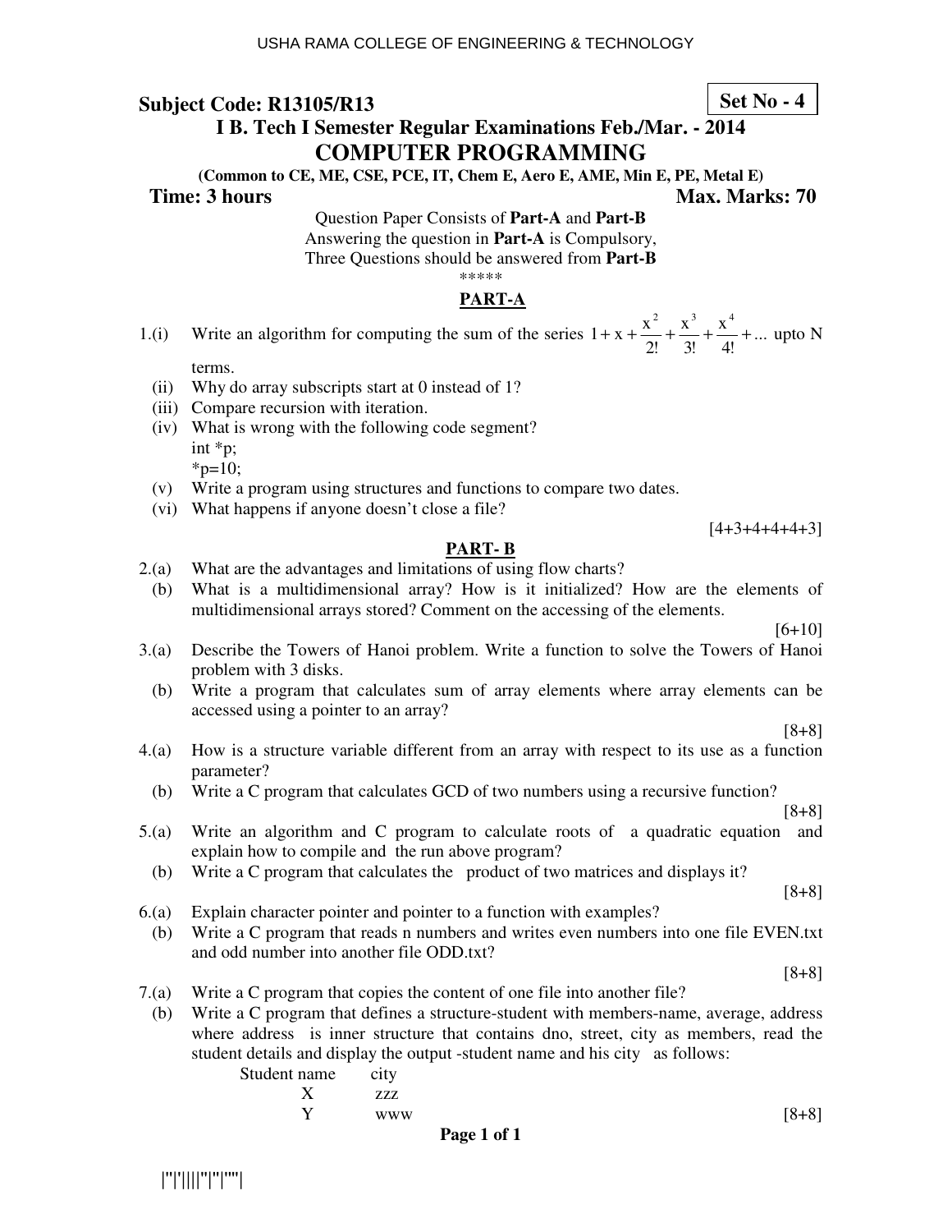USHA RAMA COLLEGE OF ENGINEERING & TECHNOLOGY

**Subject Code: R13105/R13** **Set No - 4**

## I B. Tech I Semester Regular Examinations Feb./Mar. - 2014

# COMPUTER PROGRAMMING

**(Common to CE, ME, CSE, PCE, IT, Chem E, Aero E, AME, Min E, PE, Metal E)**

**Time: 3 hours** **Max. Marks: 70**

Question Paper Consists of **Part-A** and **Part-B**
Answering the question in **Part-A** is Compulsory,
Three Questions should be answered from **Part-B**

*****

## PART-A

1.(i) Write an algorithm for computing the sum of the series $1 + x + \frac{x^2}{2!} + \frac{x^3}{3!} + \frac{x^4}{4!} + \ldots$ upto N terms.

(ii) Why do array subscripts start at 0 instead of 1?

(iii) Compare recursion with iteration.

(iv) What is wrong with the following code segment?

```
int *p;
*p=10;
```

(v) Write a program using structures and functions to compare two dates.

(vi) What happens if anyone doesn't close a file?

[4+3+4+4+4+3]

## PART- B

2.(a) What are the advantages and limitations of using flow charts?

(b) What is a multidimensional array? How is it initialized? How are the elements of multidimensional arrays stored? Comment on the accessing of the elements.

[6+10]

3.(a) Describe the Towers of Hanoi problem. Write a function to solve the Towers of Hanoi problem with 3 disks.

(b) Write a program that calculates sum of array elements where array elements can be accessed using a pointer to an array?

[8+8]

4.(a) How is a structure variable different from an array with respect to its use as a function parameter?

(b) Write a C program that calculates GCD of two numbers using a recursive function?

[8+8]

5.(a) Write an algorithm and C program to calculate roots of a quadratic equation and explain how to compile and the run above program?

(b) Write a C program that calculates the product of two matrices and displays it?

[8+8]

6.(a) Explain character pointer and pointer to a function with examples?

(b) Write a C program that reads n numbers and writes even numbers into one file EVEN.txt and odd number into another file ODD.txt?

[8+8]

7.(a) Write a C program that copies the content of one file into another file?

(b) Write a C program that defines a structure-student with members-name, average, address where address is inner structure that contains dno, street, city as members, read the student details and display the output -student name and his city as follows:

| Student name | city |
|---|---|
| X | zzz |
| Y | www |

[8+8]